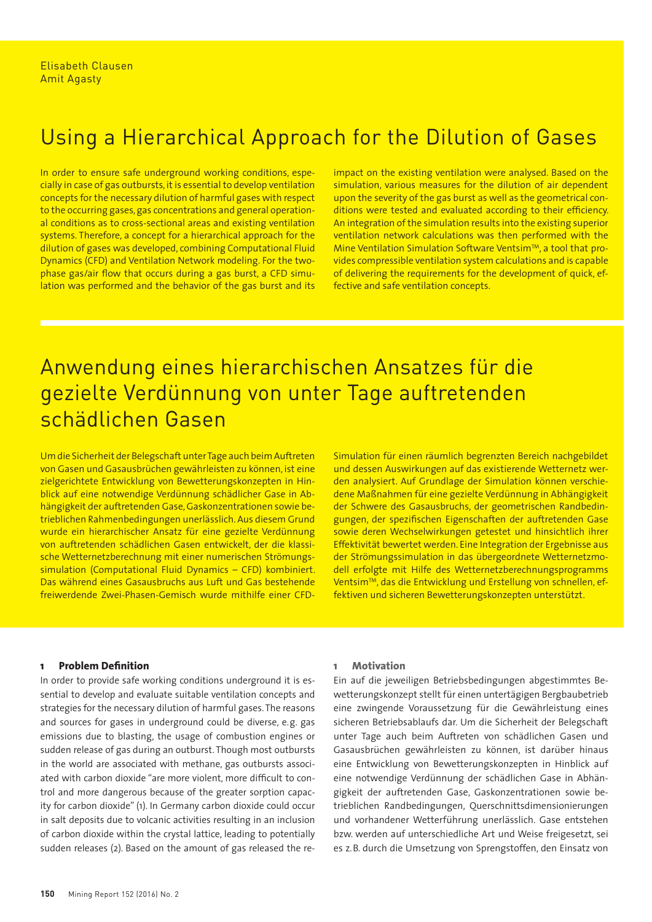Elisabeth Clausen
Amit Agasty

# Using a Hierarchical Approach for the Dilution of Gases

In order to ensure safe underground working conditions, especially in case of gas outbursts, it is essential to develop ventilation concepts for the necessary dilution of harmful gases with respect to the occurring gases, gas concentrations and general operational conditions as to cross-sectional areas and existing ventilation systems. Therefore, a concept for a hierarchical approach for the dilution of gases was developed, combining Computational Fluid Dynamics (CFD) and Ventilation Network modeling. For the two-phase gas/air flow that occurs during a gas burst, a CFD simulation was performed and the behavior of the gas burst and its impact on the existing ventilation were analysed. Based on the simulation, various measures for the dilution of air dependent upon the severity of the gas burst as well as the geometrical conditions were tested and evaluated according to their efficiency. An integration of the simulation results into the existing superior ventilation network calculations was then performed with the Mine Ventilation Simulation Software Ventsim™, a tool that provides compressible ventilation system calculations and is capable of delivering the requirements for the development of quick, effective and safe ventilation concepts.

# Anwendung eines hierarchischen Ansatzes für die gezielte Verdünnung von unter Tage auftretenden schädlichen Gasen

Um die Sicherheit der Belegschaft unter Tage auch beim Auftreten von Gasen und Gasausbrüchen gewährleisten zu können, ist eine zielgerichtete Entwicklung von Bewetterungskonzepten in Hinblick auf eine notwendige Verdünnung schädlicher Gase in Abhängigkeit der auftretenden Gase, Gaskonzentrationen sowie betrieblichen Rahmenbedingungen unerlässlich. Aus diesem Grund wurde ein hierarchischer Ansatz für eine gezielte Verdünnung von auftretenden schädlichen Gasen entwickelt, der die klassische Wetternetzberechnung mit einer numerischen Strömungssimulation (Computational Fluid Dynamics – CFD) kombiniert. Das während eines Gasausbruchs aus Luft und Gas bestehende freiwerdende Zwei-Phasen-Gemisch wurde mithilfe einer CFD-Simulation für einen räumlich begrenzten Bereich nachgebildet und dessen Auswirkungen auf das existierende Wetternetz werden analysiert. Auf Grundlage der Simulation können verschiedene Maßnahmen für eine gezielte Verdünnung in Abhängigkeit der Schwere des Gasausbruchs, der geometrischen Randbedingungen, der spezifischen Eigenschaften der auftretenden Gase sowie deren Wechselwirkungen getestet und hinsichtlich ihrer Effektivität bewertet werden. Eine Integration der Ergebnisse aus der Strömungssimulation in das übergeordnete Wetternetzmodell erfolgte mit Hilfe des Wetternetzberechnungsprogramms Ventsim™, das die Entwicklung und Erstellung von schnellen, effektiven und sicheren Bewetterungskonzepten unterstützt.

## 1 Problem Definition

In order to provide safe working conditions underground it is essential to develop and evaluate suitable ventilation concepts and strategies for the necessary dilution of harmful gases. The reasons and sources for gases in underground could be diverse, e.g. gas emissions due to blasting, the usage of combustion engines or sudden release of gas during an outburst. Though most outbursts in the world are associated with methane, gas outbursts associated with carbon dioxide "are more violent, more difficult to control and more dangerous because of the greater sorption capacity for carbon dioxide" (1). In Germany carbon dioxide could occur in salt deposits due to volcanic activities resulting in an inclusion of carbon dioxide within the crystal lattice, leading to potentially sudden releases (2). Based on the amount of gas released the re-

## 1 Motivation

Ein auf die jeweiligen Betriebsbedingungen abgestimmtes Bewetterungskonzept stellt für einen untertägigen Bergbaubetrieb eine zwingende Voraussetzung für die Gewährleistung eines sicheren Betriebsablaufs dar. Um die Sicherheit der Belegschaft unter Tage auch beim Auftreten von schädlichen Gasen und Gasausbrüchen gewährleisten zu können, ist darüber hinaus eine Entwicklung von Bewetterungskonzepten in Hinblick auf eine notwendige Verdünnung der schädlichen Gase in Abhängigkeit der auftretenden Gase, Gaskonzentrationen sowie betrieblichen Randbedingungen, Querschnittsdimensionierungen und vorhandener Wetterführung unerlässlich. Gase entstehen bzw. werden auf unterschiedliche Art und Weise freigesetzt, sei es z.B. durch die Umsetzung von Sprengstoffen, den Einsatz von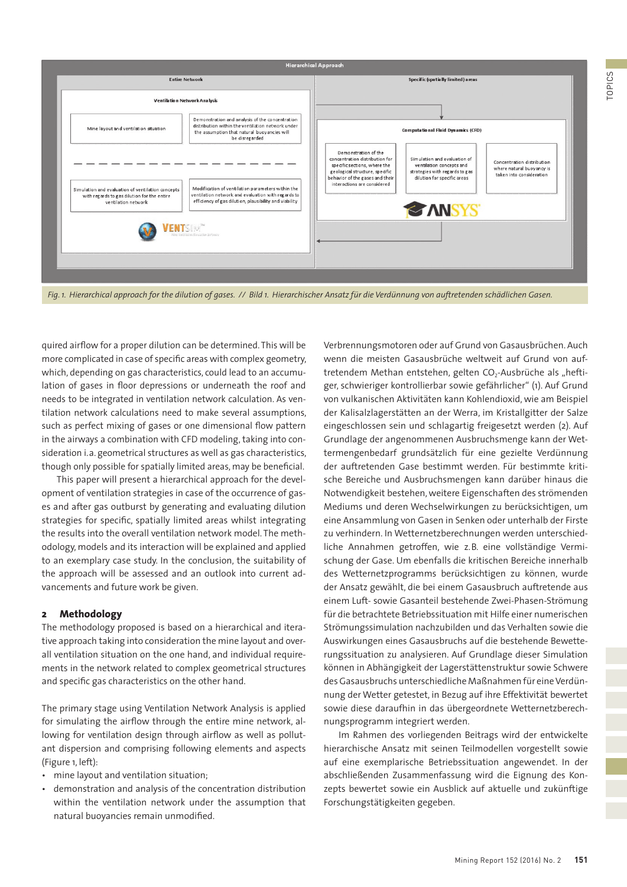*Fig. 1. Hierarchical approach for the dilution of gases. // Bild 1. Hierarchischer Ansatz für die Verdünnung von auftretenden schädlichen Gasen.*

quired airflow for a proper dilution can be determined. This will be more complicated in case of specific areas with complex geometry, which, depending on gas characteristics, could lead to an accumulation of gases in floor depressions or underneath the roof and needs to be integrated in ventilation network calculation. As ventilation network calculations need to make several assumptions, such as perfect mixing of gases or one dimensional flow pattern in the airways a combination with CFD modeling, taking into consideration i.a. geometrical structures as well as gas characteristics, though only possible for spatially limited areas, may be beneficial.

This paper will present a hierarchical approach for the development of ventilation strategies in case of the occurrence of gases and after gas outburst by generating and evaluating dilution strategies for specific, spatially limited areas whilst integrating the results into the overall ventilation network model. The methodology, models and its interaction will be explained and applied to an exemplary case study. In the conclusion, the suitability of the approach will be assessed and an outlook into current advancements and future work be given.

## 2 Methodology

The methodology proposed is based on a hierarchical and iterative approach taking into consideration the mine layout and overall ventilation situation on the one hand, and individual requirements in the network related to complex geometrical structures and specific gas characteristics on the other hand.

The primary stage using Ventilation Network Analysis is applied for simulating the airflow through the entire mine network, allowing for ventilation design through airflow as well as pollutant dispersion and comprising following elements and aspects (Figure 1, left):

- mine layout and ventilation situation;
- demonstration and analysis of the concentration distribution within the ventilation network under the assumption that natural buoyancies remain unmodified.

Verbrennungsmotoren oder auf Grund von Gasausbrüchen. Auch wenn die meisten Gasausbrüche weltweit auf Grund von auftretendem Methan entstehen, gelten $CO_2$-Ausbrüche als „heftiger, schwieriger kontrollierbar sowie gefährlicher" (1). Auf Grund von vulkanischen Aktivitäten kann Kohlendioxid, wie am Beispiel der Kalisalzlagerstätten an der Werra, im Kristallgitter der Salze eingeschlossen sein und schlagartig freigesetzt werden (2). Auf Grundlage der angenommenen Ausbruchsmenge kann der Wettermengenbedarf grundsätzlich für eine gezielte Verdünnung der auftretenden Gase bestimmt werden. Für bestimmte kritische Bereiche und Ausbruchsmengen kann darüber hinaus die Notwendigkeit bestehen, weitere Eigenschaften des strömenden Mediums und deren Wechselwirkungen zu berücksichtigen, um eine Ansammlung von Gasen in Senken oder unterhalb der Firste zu verhindern. In Wetternetzberechnungen werden unterschiedliche Annahmen getroffen, wie z.B. eine vollständige Vermischung der Gase. Um ebenfalls die kritischen Bereiche innerhalb des Wetternetzprogramms berücksichtigen zu können, wurde der Ansatz gewählt, die bei einem Gasausbruch auftretende aus einem Luft- sowie Gasanteil bestehende Zwei-Phasen-Strömung für die betrachtete Betriebssituation mit Hilfe einer numerischen Strömungssimulation nachzubilden und das Verhalten sowie die Auswirkungen eines Gasausbruchs auf die bestehende Bewetterungssituation zu analysieren. Auf Grundlage dieser Simulation können in Abhängigkeit der Lagerstättenstruktur sowie Schwere des Gasausbruchs unterschiedliche Maßnahmen für eine Verdünnung der Wetter getestet, in Bezug auf ihre Effektivität bewertet sowie diese daraufhin in das übergeordnete Wetternetzberechnungsprogramm integriert werden.

Im Rahmen des vorliegenden Beitrags wird der entwickelte hierarchische Ansatz mit seinen Teilmodellen vorgestellt sowie auf eine exemplarische Betriebssituation angewendet. In der abschließenden Zusammenfassung wird die Eignung des Konzepts bewertet sowie ein Ausblick auf aktuelle und zukünftige Forschungstätigkeiten gegeben.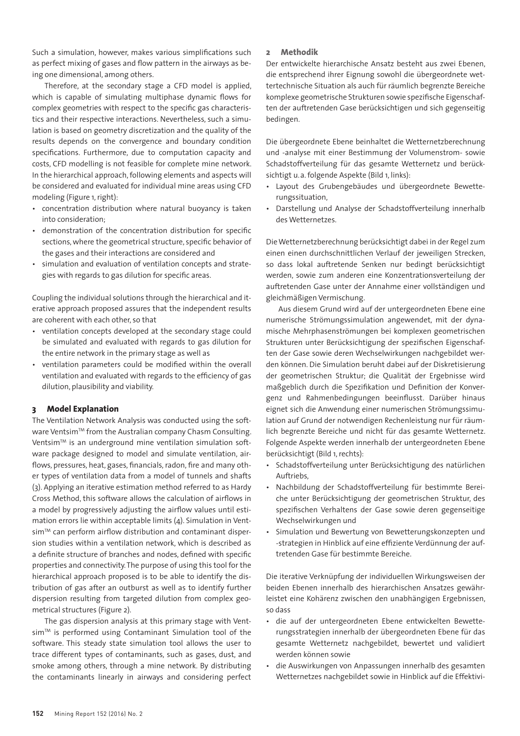Such a simulation, however, makes various simplifications such as perfect mixing of gases and flow pattern in the airways as being one dimensional, among others.

Therefore, at the secondary stage a CFD model is applied, which is capable of simulating multiphase dynamic flows for complex geometries with respect to the specific gas characteristics and their respective interactions. Nevertheless, such a simulation is based on geometry discretization and the quality of the results depends on the convergence and boundary condition specifications. Furthermore, due to computation capacity and costs, CFD modelling is not feasible for complete mine network. In the hierarchical approach, following elements and aspects will be considered and evaluated for individual mine areas using CFD modeling (Figure 1, right):

- concentration distribution where natural buoyancy is taken into consideration;
- demonstration of the concentration distribution for specific sections, where the geometrical structure, specific behavior of the gases and their interactions are considered and
- simulation and evaluation of ventilation concepts and strategies with regards to gas dilution for specific areas.

Coupling the individual solutions through the hierarchical and iterative approach proposed assures that the independent results are coherent with each other, so that

- ventilation concepts developed at the secondary stage could be simulated and evaluated with regards to gas dilution for the entire network in the primary stage as well as
- ventilation parameters could be modified within the overall ventilation and evaluated with regards to the efficiency of gas dilution, plausibility and viability.

## 3 Model Explanation

The Ventilation Network Analysis was conducted using the software Ventsim™ from the Australian company Chasm Consulting. Ventsim™ is an underground mine ventilation simulation software package designed to model and simulate ventilation, airflows, pressures, heat, gases, financials, radon, fire and many other types of ventilation data from a model of tunnels and shafts (3). Applying an iterative estimation method referred to as Hardy Cross Method, this software allows the calculation of airflows in a model by progressively adjusting the airflow values until estimation errors lie within acceptable limits (4). Simulation in Ventsim™ can perform airflow distribution and contaminant dispersion studies within a ventilation network, which is described as a definite structure of branches and nodes, defined with specific properties and connectivity. The purpose of using this tool for the hierarchical approach proposed is to be able to identify the distribution of gas after an outburst as well as to identify further dispersion resulting from targeted dilution from complex geometrical structures (Figure 2).

The gas dispersion analysis at this primary stage with Ventsim™ is performed using Contaminant Simulation tool of the software. This steady state simulation tool allows the user to trace different types of contaminants, such as gases, dust, and smoke among others, through a mine network. By distributing the contaminants linearly in airways and considering perfect

## 2 Methodik

Der entwickelte hierarchische Ansatz besteht aus zwei Ebenen, die entsprechend ihrer Eignung sowohl die übergeordnete wettertechnische Situation als auch für räumlich begrenzte Bereiche komplexe geometrische Strukturen sowie spezifische Eigenschaften der auftretenden Gase berücksichtigen und sich gegenseitig bedingen.

Die übergeordnete Ebene beinhaltet die Wetternetzberechnung und -analyse mit einer Bestimmung der Volumenstrom- sowie Schadstoffverteilung für das gesamte Wetternetz und berücksichtigt u. a. folgende Aspekte (Bild 1, links):

- Layout des Grubengebäudes und übergeordnete Bewetterungssituation,
- Darstellung und Analyse der Schadstoffverteilung innerhalb des Wetternetzes.

Die Wetternetzberechnung berücksichtigt dabei in der Regel zum einen einen durchschnittlichen Verlauf der jeweiligen Strecken, so dass lokal auftretende Senken nur bedingt berücksichtigt werden, sowie zum anderen eine Konzentrationsverteilung der auftretenden Gase unter der Annahme einer vollständigen und gleichmäßigen Vermischung.

Aus diesem Grund wird auf der untergeordneten Ebene eine numerische Strömungssimulation angewendet, mit der dynamische Mehrphasenströmungen bei komplexen geometrischen Strukturen unter Berücksichtigung der spezifischen Eigenschaften der Gase sowie deren Wechselwirkungen nachgebildet werden können. Die Simulation beruht dabei auf der Diskretisierung der geometrischen Struktur; die Qualität der Ergebnisse wird maßgeblich durch die Spezifikation und Definition der Konvergenz und Rahmenbedingungen beeinflusst. Darüber hinaus eignet sich die Anwendung einer numerischen Strömungssimulation auf Grund der notwendigen Rechenleistung nur für räumlich begrenzte Bereiche und nicht für das gesamte Wetternetz. Folgende Aspekte werden innerhalb der untergeordneten Ebene berücksichtigt (Bild 1, rechts):

- Schadstoffverteilung unter Berücksichtigung des natürlichen Auftriebs,
- Nachbildung der Schadstoffverteilung für bestimmte Bereiche unter Berücksichtigung der geometrischen Struktur, des spezifischen Verhaltens der Gase sowie deren gegenseitige Wechselwirkungen und
- Simulation und Bewertung von Bewetterungskonzepten und -strategien in Hinblick auf eine effiziente Verdünnung der auftretenden Gase für bestimmte Bereiche.

Die iterative Verknüpfung der individuellen Wirkungsweisen der beiden Ebenen innerhalb des hierarchischen Ansatzes gewährleistet eine Kohärenz zwischen den unabhängigen Ergebnissen, so dass

- die auf der untergeordneten Ebene entwickelten Bewetterungsstrategien innerhalb der übergeordneten Ebene für das gesamte Wetternetz nachgebildet, bewertet und validiert werden können sowie
- die Auswirkungen von Anpassungen innerhalb des gesamten Wetternetzes nachgebildet sowie in Hinblick auf die Effektivi-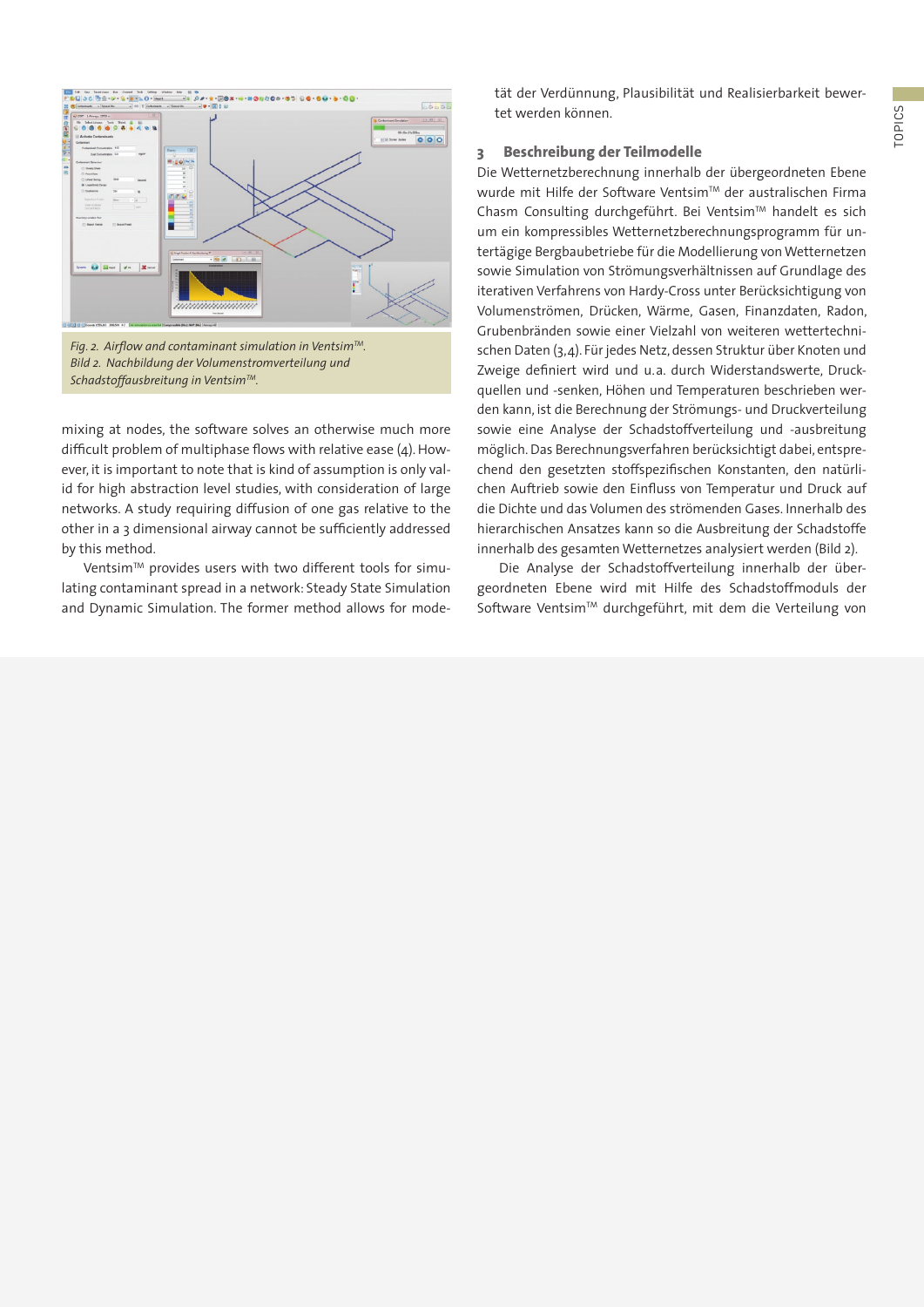*Fig. 2. Airflow and contaminant simulation in Ventsim™.*
*Bild 2. Nachbildung der Volumenstromverteilung und Schadstoffausbreitung in Ventsim™.*

mixing at nodes, the software solves an otherwise much more difficult problem of multiphase flows with relative ease (4). However, it is important to note that is kind of assumption is only valid for high abstraction level studies, with consideration of large networks. A study requiring diffusion of one gas relative to the other in a 3 dimensional airway cannot be sufficiently addressed by this method.

Ventsim™ provides users with two different tools for simulating contaminant spread in a network: Steady State Simulation and Dynamic Simulation. The former method allows for modetät der Verdünnung, Plausibilität und Realisierbarkeit bewertet werden können.

## 3 Beschreibung der Teilmodelle

Die Wetternetzberechnung innerhalb der übergeordneten Ebene wurde mit Hilfe der Software Ventsim™ der australischen Firma Chasm Consulting durchgeführt. Bei Ventsim™ handelt es sich um ein kompressibles Wetternetzberechnungsprogramm für untertägige Bergbaubetriebe für die Modellierung von Wetternetzen sowie Simulation von Strömungsverhältnissen auf Grundlage des iterativen Verfahrens von Hardy-Cross unter Berücksichtigung von Volumenströmen, Drücken, Wärme, Gasen, Finanzdaten, Radon, Grubenbränden sowie einer Vielzahl von weiteren wettertechnischen Daten (3,4). Für jedes Netz, dessen Struktur über Knoten und Zweige definiert wird und u.a. durch Widerstandswerte, Druckquellen und -senken, Höhen und Temperaturen beschrieben werden kann, ist die Berechnung der Strömungs- und Druckverteilung sowie eine Analyse der Schadstoffverteilung und -ausbreitung möglich. Das Berechnungsverfahren berücksichtigt dabei, entsprechend den gesetzten stoffspezifischen Konstanten, den natürlichen Auftrieb sowie den Einfluss von Temperatur und Druck auf die Dichte und das Volumen des strömenden Gases. Innerhalb des hierarchischen Ansatzes kann so die Ausbreitung der Schadstoffe innerhalb des gesamten Wetternetzes analysiert werden (Bild 2).

Die Analyse der Schadstoffverteilung innerhalb der übergeordneten Ebene wird mit Hilfe des Schadstoffmoduls der Software Ventsim™ durchgeführt, mit dem die Verteilung von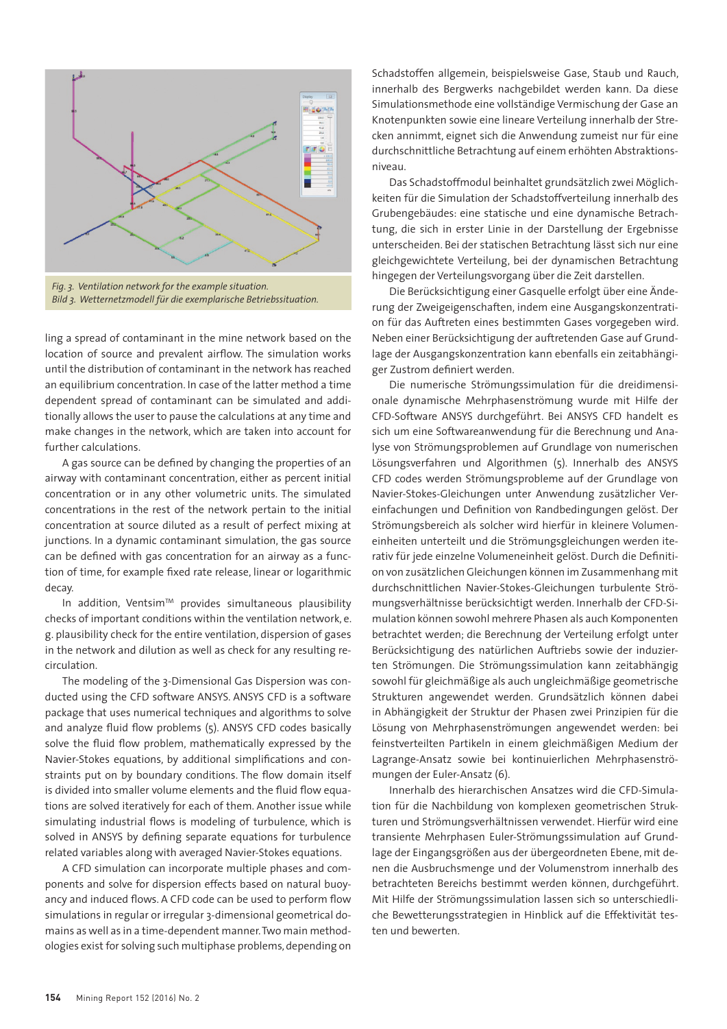Fig. 3. Ventilation network for the example situation.
Bild 3. Wetternetzmodell für die exemplarische Betriebssituation.

ling a spread of contaminant in the mine network based on the location of source and prevalent airflow. The simulation works until the distribution of contaminant in the network has reached an equilibrium concentration. In case of the latter method a time dependent spread of contaminant can be simulated and additionally allows the user to pause the calculations at any time and make changes in the network, which are taken into account for further calculations.

A gas source can be defined by changing the properties of an airway with contaminant concentration, either as percent initial concentration or in any other volumetric units. The simulated concentrations in the rest of the network pertain to the initial concentration at source diluted as a result of perfect mixing at junctions. In a dynamic contaminant simulation, the gas source can be defined with gas concentration for an airway as a function of time, for example fixed rate release, linear or logarithmic decay.

In addition, Ventsim™ provides simultaneous plausibility checks of important conditions within the ventilation network, e. g. plausibility check for the entire ventilation, dispersion of gases in the network and dilution as well as check for any resulting recirculation.

The modeling of the 3-Dimensional Gas Dispersion was conducted using the CFD software ANSYS. ANSYS CFD is a software package that uses numerical techniques and algorithms to solve and analyze fluid flow problems (5). ANSYS CFD codes basically solve the fluid flow problem, mathematically expressed by the Navier-Stokes equations, by additional simplifications and constraints put on by boundary conditions. The flow domain itself is divided into smaller volume elements and the fluid flow equations are solved iteratively for each of them. Another issue while simulating industrial flows is modeling of turbulence, which is solved in ANSYS by defining separate equations for turbulence related variables along with averaged Navier-Stokes equations.

A CFD simulation can incorporate multiple phases and components and solve for dispersion effects based on natural buoyancy and induced flows. A CFD code can be used to perform flow simulations in regular or irregular 3-dimensional geometrical domains as well as in a time-dependent manner. Two main methodologies exist for solving such multiphase problems, depending on

Schadstoffen allgemein, beispielsweise Gase, Staub und Rauch, innerhalb des Bergwerks nachgebildet werden kann. Da diese Simulationsmethode eine vollständige Vermischung der Gase an Knotenpunkten sowie eine lineare Verteilung innerhalb der Strecken annimmt, eignet sich die Anwendung zumeist nur für eine durchschnittliche Betrachtung auf einem erhöhten Abstraktionsniveau.

Das Schadstoffmodul beinhaltet grundsätzlich zwei Möglichkeiten für die Simulation der Schadstoffverteilung innerhalb des Grubengebäudes: eine statische und eine dynamische Betrachtung, die sich in erster Linie in der Darstellung der Ergebnisse unterscheiden. Bei der statischen Betrachtung lässt sich nur eine gleichgewichtete Verteilung, bei der dynamischen Betrachtung hingegen der Verteilungsvorgang über die Zeit darstellen.

Die Berücksichtigung einer Gasquelle erfolgt über eine Änderung der Zweigeigenschaften, indem eine Ausgangskonzentration für das Auftreten eines bestimmten Gases vorgegeben wird. Neben einer Berücksichtigung der auftretenden Gase auf Grundlage der Ausgangskonzentration kann ebenfalls ein zeitabhängiger Zustrom definiert werden.

Die numerische Strömungssimulation für die dreidimensionale dynamische Mehrphasenströmung wurde mit Hilfe der CFD-Software ANSYS durchgeführt. Bei ANSYS CFD handelt es sich um eine Softwareanwendung für die Berechnung und Analyse von Strömungsproblemen auf Grundlage von numerischen Lösungsverfahren und Algorithmen (5). Innerhalb des ANSYS CFD codes werden Strömungsprobleme auf der Grundlage von Navier-Stokes-Gleichungen unter Anwendung zusätzlicher Vereinfachungen und Definition von Randbedingungen gelöst. Der Strömungsbereich als solcher wird hierfür in kleinere Volumeneinheiten unterteilt und die Strömungsgleichungen werden iterativ für jede einzelne Volumeneinheit gelöst. Durch die Definition von zusätzlichen Gleichungen können im Zusammenhang mit durchschnittlichen Navier-Stokes-Gleichungen turbulente Strömungsverhältnisse berücksichtigt werden. Innerhalb der CFD-Simulation können sowohl mehrere Phasen als auch Komponenten betrachtet werden; die Berechnung der Verteilung erfolgt unter Berücksichtigung des natürlichen Auftriebs sowie der induzierten Strömungen. Die Strömungssimulation kann zeitabhängig sowohl für gleichmäßige als auch ungleichmäßige geometrische Strukturen angewendet werden. Grundsätzlich können dabei in Abhängigkeit der Struktur der Phasen zwei Prinzipien für die Lösung von Mehrphasenströmungen angewendet werden: bei feinstverteilten Partikeln in einem gleichmäßigen Medium der Lagrange-Ansatz sowie bei kontinuierlichen Mehrphasenströmungen der Euler-Ansatz (6).

Innerhalb des hierarchischen Ansatzes wird die CFD-Simulation für die Nachbildung von komplexen geometrischen Strukturen und Strömungsverhältnissen verwendet. Hierfür wird eine transiente Mehrphasen Euler-Strömungssimulation auf Grundlage der Eingangsgrößen aus der übergeordneten Ebene, mit denen die Ausbruchsmenge und der Volumenstrom innerhalb des betrachteten Bereichs bestimmt werden können, durchgeführt. Mit Hilfe der Strömungssimulation lassen sich so unterschiedliche Bewetterungsstrategien in Hinblick auf die Effektivität testen und bewerten.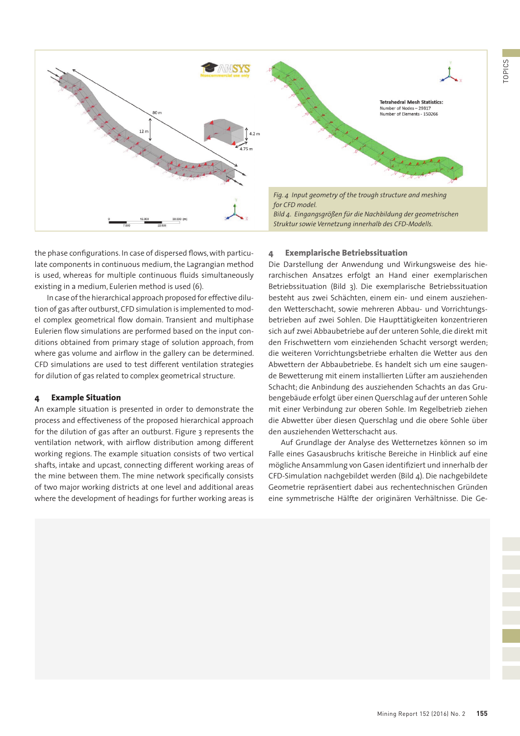*Fig. 4 Input geometry of the trough structure and meshing for CFD model.*
*Bild 4. Eingangsgrößen für die Nachbildung der geometrischen Struktur sowie Vernetzung innerhalb des CFD-Modells.*

the phase configurations. In case of dispersed flows, with particulate components in continuous medium, the Lagrangian method is used, whereas for multiple continuous fluids simultaneously existing in a medium, Eulerien method is used (6).

In case of the hierarchical approach proposed for effective dilution of gas after outburst, CFD simulation is implemented to model complex geometrical flow domain. Transient and multiphase Eulerien flow simulations are performed based on the input conditions obtained from primary stage of solution approach, from where gas volume and airflow in the gallery can be determined. CFD simulations are used to test different ventilation strategies for dilution of gas related to complex geometrical structure.

## 4 Example Situation

An example situation is presented in order to demonstrate the process and effectiveness of the proposed hierarchical approach for the dilution of gas after an outburst. Figure 3 represents the ventilation network, with airflow distribution among different working regions. The example situation consists of two vertical shafts, intake and upcast, connecting different working areas of the mine between them. The mine network specifically consists of two major working districts at one level and additional areas where the development of headings for further working areas is

## 4 Exemplarische Betriebssituation

Die Darstellung der Anwendung und Wirkungsweise des hierarchischen Ansatzes erfolgt an Hand einer exemplarischen Betriebssituation (Bild 3). Die exemplarische Betriebssituation besteht aus zwei Schächten, einem ein- und einem ausziehenden Wetterschacht, sowie mehreren Abbau- und Vorrichtungsbetrieben auf zwei Sohlen. Die Haupttätigkeiten konzentrieren sich auf zwei Abbaubetriebe auf der unteren Sohle, die direkt mit den Frischwettern vom einziehenden Schacht versorgt werden; die weiteren Vorrichtungsbetriebe erhalten die Wetter aus den Abwettern der Abbaubetriebe. Es handelt sich um eine saugende Bewetterung mit einem installierten Lüfter am ausziehenden Schacht; die Anbindung des ausziehenden Schachts an das Grubengebäude erfolgt über einen Querschlag auf der unteren Sohle mit einer Verbindung zur oberen Sohle. Im Regelbetrieb ziehen die Abwetter über diesen Querschlag und die obere Sohle über den ausziehenden Wetterschacht aus.

Auf Grundlage der Analyse des Wetternetzes können so im Falle eines Gasausbruchs kritische Bereiche in Hinblick auf eine mögliche Ansammlung von Gasen identifiziert und innerhalb der CFD-Simulation nachgebildet werden (Bild 4). Die nachgebildete Geometrie repräsentiert dabei aus rechentechnischen Gründen eine symmetrische Hälfte der originären Verhältnisse. Die Ge-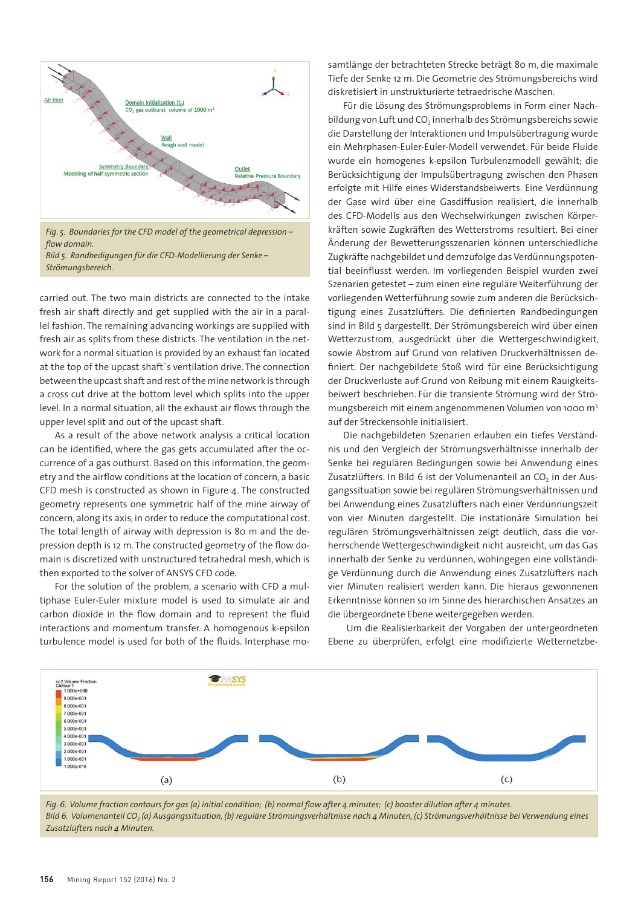Fig. 5. Boundaries for the CFD model of the geometrical depression – flow domain.
Bild 5. Randbedigungen für die CFD-Modellierung der Senke – Strömungsbereich.

carried out. The two main districts are connected to the intake fresh air shaft directly and get supplied with the air in a parallel fashion. The remaining advancing workings are supplied with fresh air as splits from these districts. The ventilation in the network for a normal situation is provided by an exhaust fan located at the top of the upcast shaft`s ventilation drive. The connection between the upcast shaft and rest of the mine network is through a cross cut drive at the bottom level which splits into the upper level. In a normal situation, all the exhaust air flows through the upper level split and out of the upcast shaft.

As a result of the above network analysis a critical location can be identified, where the gas gets accumulated after the occurrence of a gas outburst. Based on this information, the geometry and the airflow conditions at the location of concern, a basic CFD mesh is constructed as shown in Figure 4. The constructed geometry represents one symmetric half of the mine airway of concern, along its axis, in order to reduce the computational cost. The total length of airway with depression is 80 m and the depression depth is 12 m. The constructed geometry of the flow domain is discretized with unstructured tetrahedral mesh, which is then exported to the solver of ANSYS CFD code.

For the solution of the problem, a scenario with CFD a multiphase Euler-Euler mixture model is used to simulate air and carbon dioxide in the flow domain and to represent the fluid interactions and momentum transfer. A homogenous k-epsilon turbulence model is used for both of the fluids. Interphase mo-

samtlänge der betrachteten Strecke beträgt 80 m, die maximale Tiefe der Senke 12 m. Die Geometrie des Strömungsbereichs wird diskretisiert in unstrukturierte tetraedrische Maschen.

Für die Lösung des Strömungsproblems in Form einer Nachbildung von Luft und $CO_2$ innerhalb des Strömungsbereichs sowie die Darstellung der Interaktionen und Impulsübertragung wurde ein Mehrphasen-Euler-Euler-Modell verwendet. Für beide Fluide wurde ein homogenes k-epsilon Turbulenzmodell gewählt; die Berücksichtigung der Impulsübertragung zwischen den Phasen erfolgte mit Hilfe eines Widerstandsbeiwerts. Eine Verdünnung der Gase wird über eine Gasdiffusion realisiert, die innerhalb des CFD-Modells aus den Wechselwirkungen zwischen Körperkräften sowie Zugkräften des Wetterstroms resultiert. Bei einer Änderung der Bewetterungsszenarien können unterschiedliche Zugkräfte nachgebildet und demzufolge das Verdünnungspotential beeinflusst werden. Im vorliegenden Beispiel wurden zwei Szenarien getestet – zum einen eine reguläre Weiterführung der vorliegenden Wetterführung sowie zum anderen die Berücksichtigung eines Zusatzlüfters. Die definierten Randbedingungen sind in Bild 5 dargestellt. Der Strömungsbereich wird über einen Wetterzustrom, ausgedrückt über die Wettergeschwindigkeit, sowie Abstrom auf Grund von relativen Druckverhältnissen definiert. Der nachgebildete Stoß wird für eine Berücksichtigung der Druckverluste auf Grund von Reibung mit einem Rauigkeitsbeiwert beschrieben. Für die transiente Strömung wird der Strömungsbereich mit einem angenommenen Volumen von 1000 $m^3$ auf der Streckensohle initialisiert.

Die nachgebildeten Szenarien erlauben ein tiefes Verständnis und den Vergleich der Strömungsverhältnisse innerhalb der Senke bei regulären Bedingungen sowie bei Anwendung eines Zusatzlüfters. In Bild 6 ist der Volumenanteil an $CO_2$ in der Ausgangssituation sowie bei regulären Strömungsverhältnissen und bei Anwendung eines Zusatzlüfters nach einer Verdünnungszeit von vier Minuten dargestellt. Die instationäre Simulation bei regulären Strömungsverhältnissen zeigt deutlich, dass die vorherrschende Wettergeschwindigkeit nicht ausreicht, um das Gas innerhalb der Senke zu verdünnen, wohingegen eine vollständige Verdünnung durch die Anwendung eines Zusatzlüfters nach vier Minuten realisiert werden kann. Die hieraus gewonnenen Erkenntnisse können so im Sinne des hierarchischen Ansatzes an die übergeordnete Ebene weitergegeben werden.

Um die Realisierbarkeit der Vorgaben der untergeordneten Ebene zu überprüfen, erfolgt eine modifizierte Wetternetzbe-

Fig. 6. Volume fraction contours for gas (a) initial condition; (b) normal flow after 4 minutes; (c) booster dilution after 4 minutes.
Bild 6. Volumenanteil $CO_2$ (a) Ausgangssituation, (b) reguläre Strömungsverhältnisse nach 4 Minuten, (c) Strömungsverhältnisse bei Verwendung eines Zusatzlüfters nach 4 Minuten.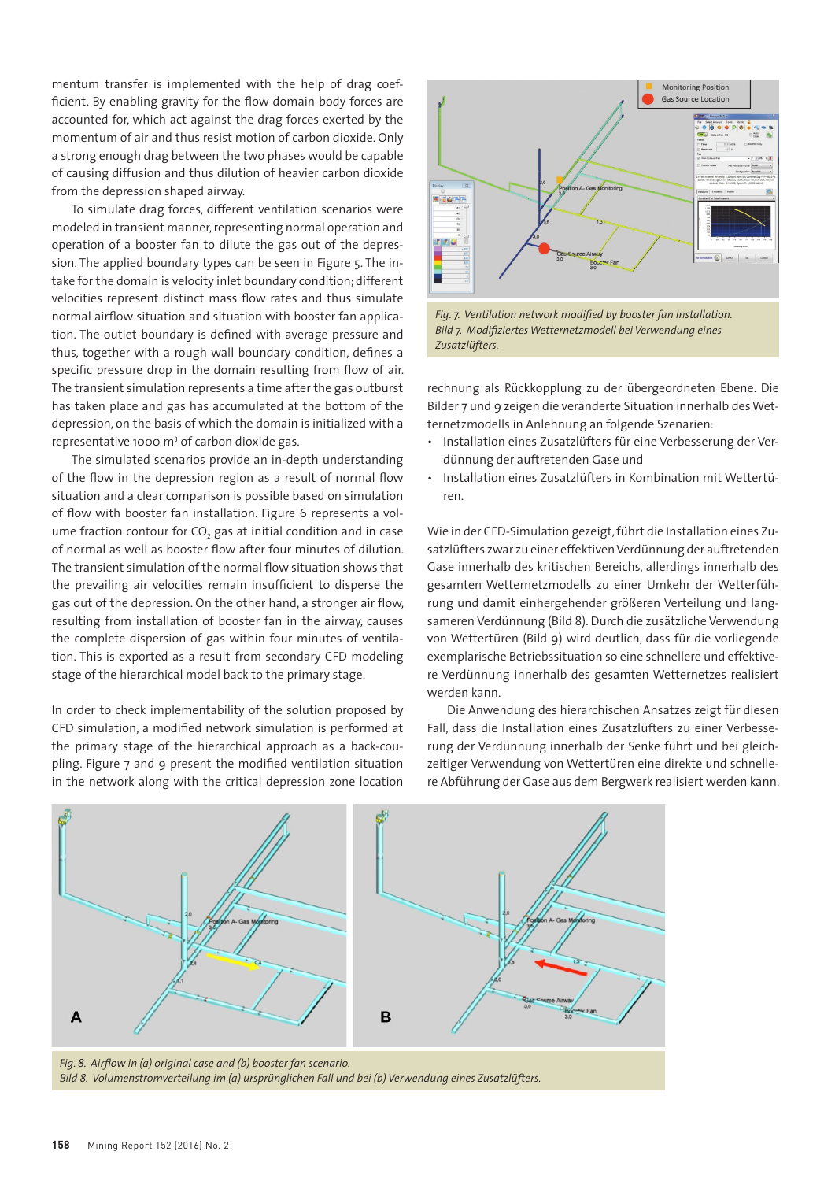mentum transfer is implemented with the help of drag coefficient. By enabling gravity for the flow domain body forces are accounted for, which act against the drag forces exerted by the momentum of air and thus resist motion of carbon dioxide. Only a strong enough drag between the two phases would be capable of causing diffusion and thus dilution of heavier carbon dioxide from the depression shaped airway.

To simulate drag forces, different ventilation scenarios were modeled in transient manner, representing normal operation and operation of a booster fan to dilute the gas out of the depression. The applied boundary types can be seen in Figure 5. The intake for the domain is velocity inlet boundary condition; different velocities represent distinct mass flow rates and thus simulate normal airflow situation and situation with booster fan application. The outlet boundary is defined with average pressure and thus, together with a rough wall boundary condition, defines a specific pressure drop in the domain resulting from flow of air. The transient simulation represents a time after the gas outburst has taken place and gas has accumulated at the bottom of the depression, on the basis of which the domain is initialized with a representative 1000 m³ of carbon dioxide gas.

The simulated scenarios provide an in-depth understanding of the flow in the depression region as a result of normal flow situation and a clear comparison is possible based on simulation of flow with booster fan installation. Figure 6 represents a volume fraction contour for $CO_2$ gas at initial condition and in case of normal as well as booster flow after four minutes of dilution. The transient simulation of the normal flow situation shows that the prevailing air velocities remain insufficient to disperse the gas out of the depression. On the other hand, a stronger air flow, resulting from installation of booster fan in the airway, causes the complete dispersion of gas within four minutes of ventilation. This is exported as a result from secondary CFD modeling stage of the hierarchical model back to the primary stage.

In order to check implementability of the solution proposed by CFD simulation, a modified network simulation is performed at the primary stage of the hierarchical approach as a back-coupling. Figure 7 and 9 present the modified ventilation situation in the network along with the critical depression zone location

*Fig. 7. Ventilation network modified by booster fan installation.*
*Bild 7. Modifiziertes Wetternetzmodell bei Verwendung eines Zusatzlüfters.*

rechnung als Rückkopplung zu der übergeordneten Ebene. Die Bilder 7 und 9 zeigen die veränderte Situation innerhalb des Wetternetzmodells in Anlehnung an folgende Szenarien:

- Installation eines Zusatzlüfters für eine Verbesserung der Verdünnung der auftretenden Gase und
- Installation eines Zusatzlüfters in Kombination mit Wettertüren.

Wie in der CFD-Simulation gezeigt, führt die Installation eines Zusatzlüfters zwar zu einer effektiven Verdünnung der auftretenden Gase innerhalb des kritischen Bereichs, allerdings innerhalb des gesamten Wetternetzmodells zu einer Umkehr der Wetterführung und damit einhergehender größeren Verteilung und langsameren Verdünnung (Bild 8). Durch die zusätzliche Verwendung von Wettertüren (Bild 9) wird deutlich, dass für die vorliegende exemplarische Betriebssituation so eine schnellere und effektivere Verdünnung innerhalb des gesamten Wetternetzes realisiert werden kann.

Die Anwendung des hierarchischen Ansatzes zeigt für diesen Fall, dass die Installation eines Zusatzlüfters zu einer Verbesserung der Verdünnung innerhalb der Senke führt und bei gleichzeitiger Verwendung von Wettertüren eine direkte und schnellere Abführung der Gase aus dem Bergwerk realisiert werden kann.

*Fig. 8. Airflow in (a) original case and (b) booster fan scenario.*
*Bild 8. Volumenstromverteilung im (a) ursprünglichen Fall und bei (b) Verwendung eines Zusatzlüfters.*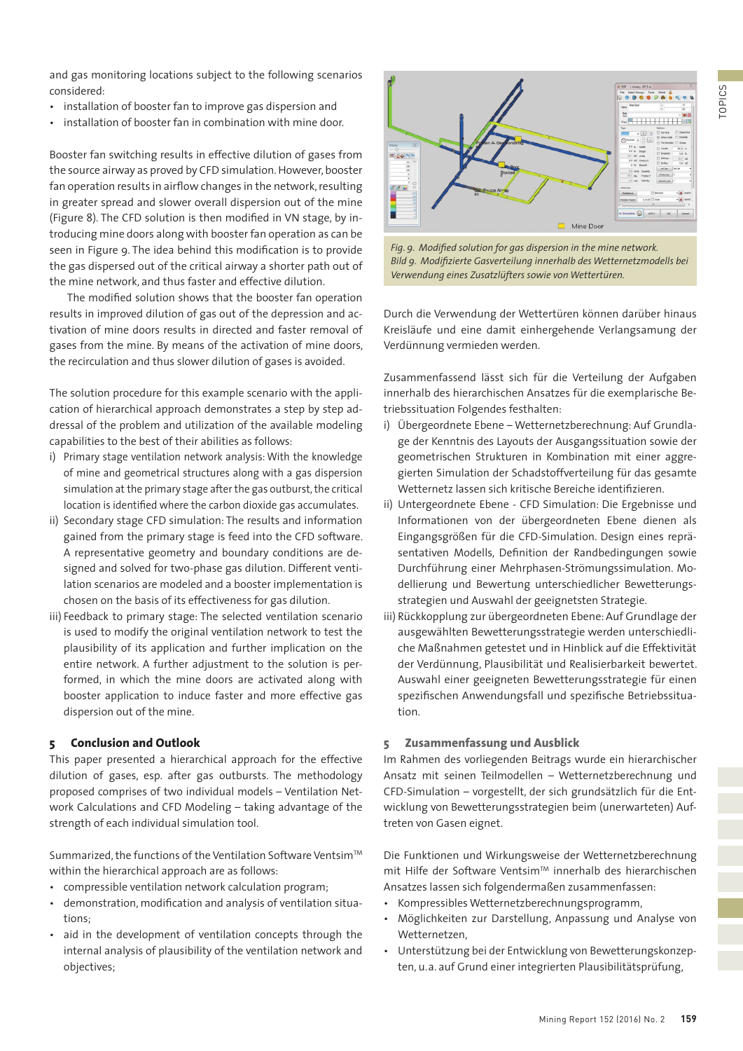and gas monitoring locations subject to the following scenarios considered:

- installation of booster fan to improve gas dispersion and
- installation of booster fan in combination with mine door.

Booster fan switching results in effective dilution of gases from the source airway as proved by CFD simulation. However, booster fan operation results in airflow changes in the network, resulting in greater spread and slower overall dispersion out of the mine (Figure 8). The CFD solution is then modified in VN stage, by introducing mine doors along with booster fan operation as can be seen in Figure 9. The idea behind this modification is to provide the gas dispersed out of the critical airway a shorter path out of the mine network, and thus faster and effective dilution.

The modified solution shows that the booster fan operation results in improved dilution of gas out of the depression and activation of mine doors results in directed and faster removal of gases from the mine. By means of the activation of mine doors, the recirculation and thus slower dilution of gases is avoided.

The solution procedure for this example scenario with the application of hierarchical approach demonstrates a step by step addressal of the problem and utilization of the available modeling capabilities to the best of their abilities as follows:

i) Primary stage ventilation network analysis: With the knowledge of mine and geometrical structures along with a gas dispersion simulation at the primary stage after the gas outburst, the critical location is identified where the carbon dioxide gas accumulates.
ii) Secondary stage CFD simulation: The results and information gained from the primary stage is feed into the CFD software. A representative geometry and boundary conditions are designed and solved for two-phase gas dilution. Different ventilation scenarios are modeled and a booster implementation is chosen on the basis of its effectiveness for gas dilution.
iii) Feedback to primary stage: The selected ventilation scenario is used to modify the original ventilation network to test the plausibility of its application and further implication on the entire network. A further adjustment to the solution is performed, in which the mine doors are activated along with booster application to induce faster and more effective gas dispersion out of the mine.

## 5 Conclusion and Outlook

This paper presented a hierarchical approach for the effective dilution of gases, esp. after gas outbursts. The methodology proposed comprises of two individual models – Ventilation Network Calculations and CFD Modeling – taking advantage of the strength of each individual simulation tool.

Summarized, the functions of the Ventilation Software Ventsim™ within the hierarchical approach are as follows:

- compressible ventilation network calculation program;
- demonstration, modification and analysis of ventilation situations;
- aid in the development of ventilation concepts through the internal analysis of plausibility of the ventilation network and objectives;

*Fig. 9. Modified solution for gas dispersion in the mine network.*
*Bild 9. Modifizierte Gasverteilung innerhalb des Wetternetzmodells bei Verwendung eines Zusatzlüfters sowie von Wettertüren.*

Durch die Verwendung der Wettertüren können darüber hinaus Kreisläufe und eine damit einhergehende Verlangsamung der Verdünnung vermieden werden.

Zusammenfassend lässt sich für die Verteilung der Aufgaben innerhalb des hierarchischen Ansatzes für die exemplarische Betriebssituation Folgendes festhalten:

i) Übergeordnete Ebene – Wetternetzberechnung: Auf Grundlage der Kenntnis des Layouts der Ausgangssituation sowie der geometrischen Strukturen in Kombination mit einer aggregierten Simulation der Schadstoffverteilung für das gesamte Wetternetz lassen sich kritische Bereiche identifizieren.
ii) Untergeordnete Ebene - CFD Simulation: Die Ergebnisse und Informationen von der übergeordneten Ebene dienen als Eingangsgrößen für die CFD-Simulation. Design eines repräsentativen Modells, Definition der Randbedingungen sowie Durchführung einer Mehrphasen-Strömungssimulation. Modellierung und Bewertung unterschiedlicher Bewetterungsstrategien und Auswahl der geeignetsten Strategie.
iii) Rückkopplung zur übergeordneten Ebene: Auf Grundlage der ausgewählten Bewetterungsstrategie werden unterschiedliche Maßnahmen getestet und in Hinblick auf die Effektivität der Verdünnung, Plausibilität und Realisierbarkeit bewertet. Auswahl einer geeigneten Bewetterungsstrategie für einen spezifischen Anwendungsfall und spezifische Betriebssituation.

## 5 Zusammenfassung und Ausblick

Im Rahmen des vorliegenden Beitrags wurde ein hierarchischer Ansatz mit seinen Teilmodellen – Wetternetzberechnung und CFD-Simulation – vorgestellt, der sich grundsätzlich für die Entwicklung von Bewetterungsstrategien beim (unerwarteten) Auftreten von Gasen eignet.

Die Funktionen und Wirkungsweise der Wetternetzberechnung mit Hilfe der Software Ventsim™ innerhalb des hierarchischen Ansatzes lassen sich folgendermaßen zusammenfassen:

- Kompressibles Wetternetzberechnungsprogramm,
- Möglichkeiten zur Darstellung, Anpassung und Analyse von Wetternetzen,
- Unterstützung bei der Entwicklung von Bewetterungskonzepten, u. a. auf Grund einer integrierten Plausibilitätsprüfung,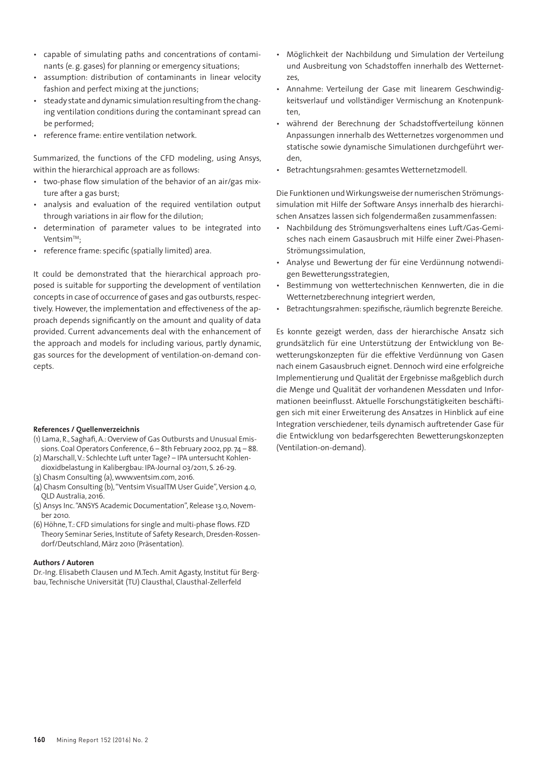- capable of simulating paths and concentrations of contaminants (e. g. gases) for planning or emergency situations;
- assumption: distribution of contaminants in linear velocity fashion and perfect mixing at the junctions;
- steady state and dynamic simulation resulting from the changing ventilation conditions during the contaminant spread can be performed;
- reference frame: entire ventilation network.

Summarized, the functions of the CFD modeling, using Ansys, within the hierarchical approach are as follows:

- two-phase flow simulation of the behavior of an air/gas mixture after a gas burst;
- analysis and evaluation of the required ventilation output through variations in air flow for the dilution;
- determination of parameter values to be integrated into Ventsim™;
- reference frame: specific (spatially limited) area.

It could be demonstrated that the hierarchical approach proposed is suitable for supporting the development of ventilation concepts in case of occurrence of gases and gas outbursts, respectively. However, the implementation and effectiveness of the approach depends significantly on the amount and quality of data provided. Current advancements deal with the enhancement of the approach and models for including various, partly dynamic, gas sources for the development of ventilation-on-demand concepts.

**References / Quellenverzeichnis**

(1) Lama, R., Saghafi, A.: Overview of Gas Outbursts and Unusual Emissions. Coal Operators Conference, 6 – 8th February 2002, pp. 74 – 88.
(2) Marschall, V.: Schlechte Luft unter Tage? – IPA untersucht Kohlendioxidbelastung in Kalibergbau: IPA-Journal 03/2011, S. 26-29.
(3) Chasm Consulting (a), www.ventsim.com, 2016.
(4) Chasm Consulting (b), "Ventsim VisualTM User Guide", Version 4.0, QLD Australia, 2016.
(5) Ansys Inc. "ANSYS Academic Documentation", Release 13.0, November 2010.
(6) Höhne, T.: CFD simulations for single and multi-phase flows. FZD Theory Seminar Series, Institute of Safety Research, Dresden-Rossendorf/Deutschland, März 2010 (Präsentation).

**Authors / Autoren**

Dr.-Ing. Elisabeth Clausen und M.Tech. Amit Agasty, Institut für Bergbau, Technische Universität (TU) Clausthal, Clausthal-Zellerfeld

- Möglichkeit der Nachbildung und Simulation der Verteilung und Ausbreitung von Schadstoffen innerhalb des Wetternetzes,
- Annahme: Verteilung der Gase mit linearem Geschwindigkeitsverlauf und vollständiger Vermischung an Knotenpunkten,
- während der Berechnung der Schadstoffverteilung können Anpassungen innerhalb des Wetternetzes vorgenommen und statische sowie dynamische Simulationen durchgeführt werden,
- Betrachtungsrahmen: gesamtes Wetternetzmodell.

Die Funktionen und Wirkungsweise der numerischen Strömungssimulation mit Hilfe der Software Ansys innerhalb des hierarchischen Ansatzes lassen sich folgendermaßen zusammenfassen:

- Nachbildung des Strömungsverhaltens eines Luft/Gas-Gemisches nach einem Gasausbruch mit Hilfe einer Zwei-Phasen-Strömungssimulation,
- Analyse und Bewertung der für eine Verdünnung notwendigen Bewetterungsstrategien,
- Bestimmung von wettertechnischen Kennwerten, die in die Wetternetzberechnung integriert werden,
- Betrachtungsrahmen: spezifische, räumlich begrenzte Bereiche.

Es konnte gezeigt werden, dass der hierarchische Ansatz sich grundsätzlich für eine Unterstützung der Entwicklung von Bewetterungskonzepten für die effektive Verdünnung von Gasen nach einem Gasausbruch eignet. Dennoch wird eine erfolgreiche Implementierung und Qualität der Ergebnisse maßgeblich durch die Menge und Qualität der vorhandenen Messdaten und Informationen beeinflusst. Aktuelle Forschungstätigkeiten beschäftigen sich mit einer Erweiterung des Ansatzes in Hinblick auf eine Integration verschiedener, teils dynamisch auftretender Gase für die Entwicklung von bedarfsgerechten Bewetterungskonzepten (Ventilation-on-demand).